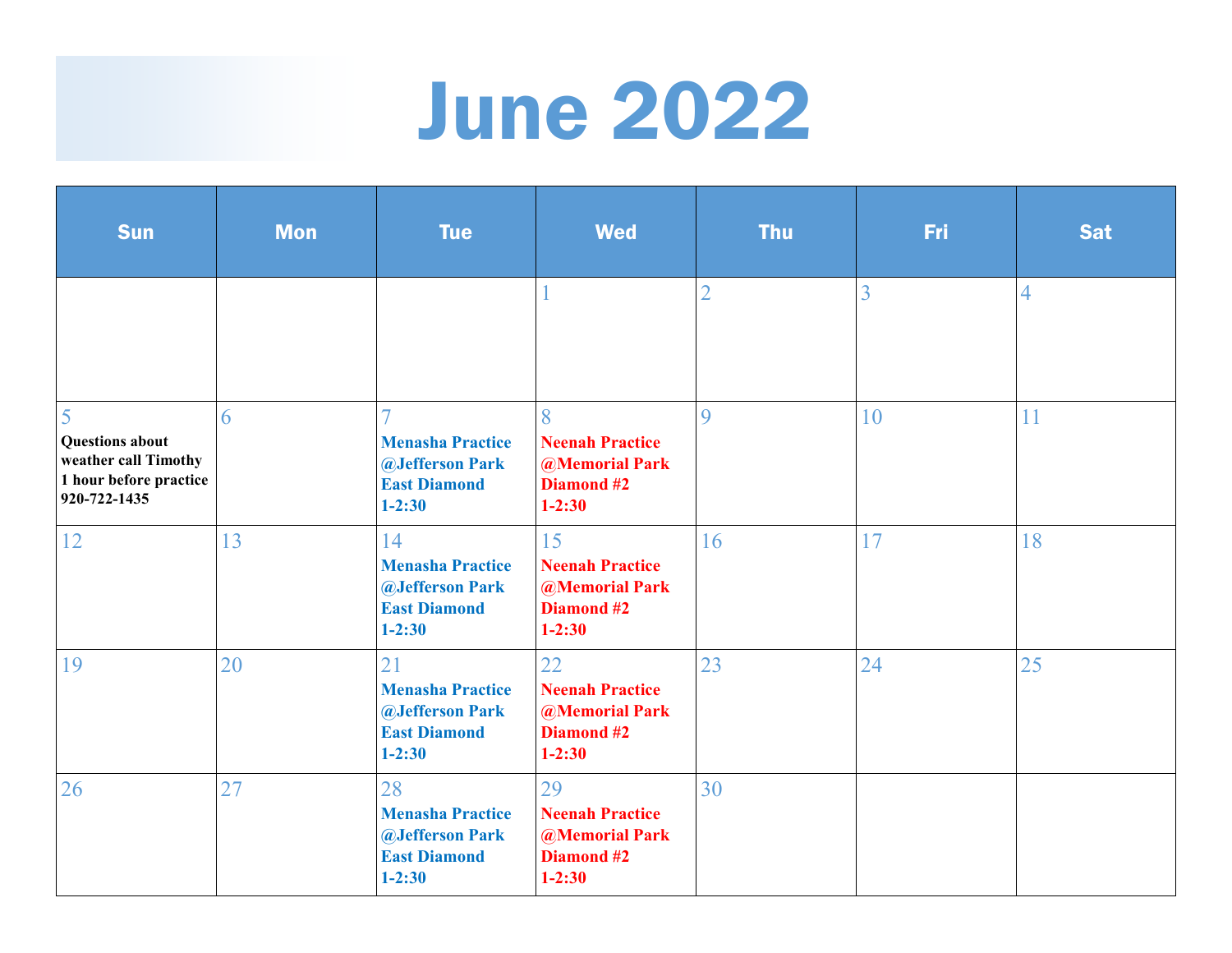# June 2022

| Sun | Mon | Tue | Wed | Thu | Fri | Sat |
|---|---|---|---|---|---|---|
| | | | 1 | 2 | 3 | 4 |
| 5 **Questions about weather call Timothy 1 hour before practice 920-722-1435** | 6 | 7 **Menasha Practice @Jefferson Park East Diamond 1-2:30** | 8 **Neenah Practice @Memorial Park Diamond #2 1-2:30** | 9 | 10 | 11 |
| 12 | 13 | 14 **Menasha Practice @Jefferson Park East Diamond 1-2:30** | 15 **Neenah Practice @Memorial Park Diamond #2 1-2:30** | 16 | 17 | 18 |
| 19 | 20 | 21 **Menasha Practice @Jefferson Park East Diamond 1-2:30** | 22 **Neenah Practice @Memorial Park Diamond #2 1-2:30** | 23 | 24 | 25 |
| 26 | 27 | 28 **Menasha Practice @Jefferson Park East Diamond 1-2:30** | 29 **Neenah Practice @Memorial Park Diamond #2 1-2:30** | 30 | | |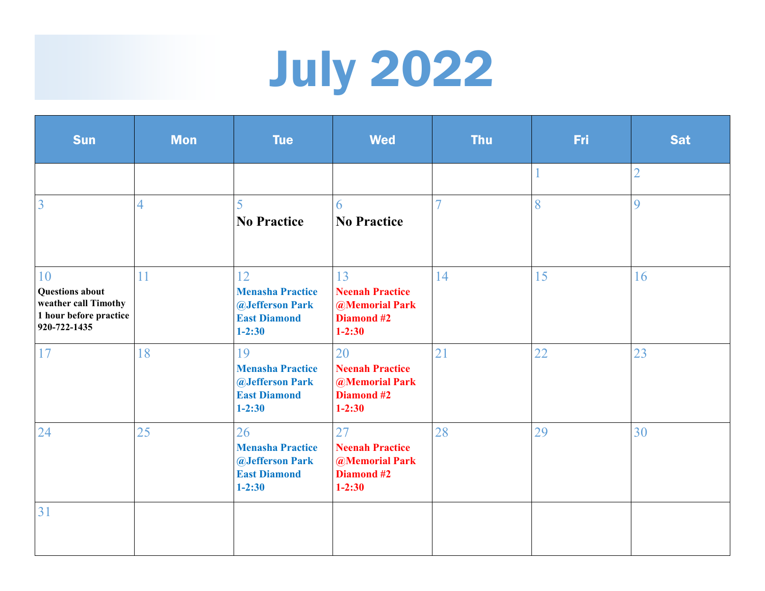# July 2022

| Sun | Mon | Tue | Wed | Thu | Fri | Sat |
|---|---|---|---|---|---|---|
| | | | | | 1 | 2 |
| 3 | 4 | 5 **No Practice** | 6 **No Practice** | 7 | 8 | 9 |
| 10 **Questions about weather call Timothy 1 hour before practice 920-722-1435** | 11 | 12 **Menasha Practice @Jefferson Park East Diamond 1-2:30** | 13 **Neenah Practice @Memorial Park Diamond #2 1-2:30** | 14 | 15 | 16 |
| 17 | 18 | 19 **Menasha Practice @Jefferson Park East Diamond 1-2:30** | 20 **Neenah Practice @Memorial Park Diamond #2 1-2:30** | 21 | 22 | 23 |
| 24 | 25 | 26 **Menasha Practice @Jefferson Park East Diamond 1-2:30** | 27 **Neenah Practice @Memorial Park Diamond #2 1-2:30** | 28 | 29 | 30 |
| 31 | | | | | | |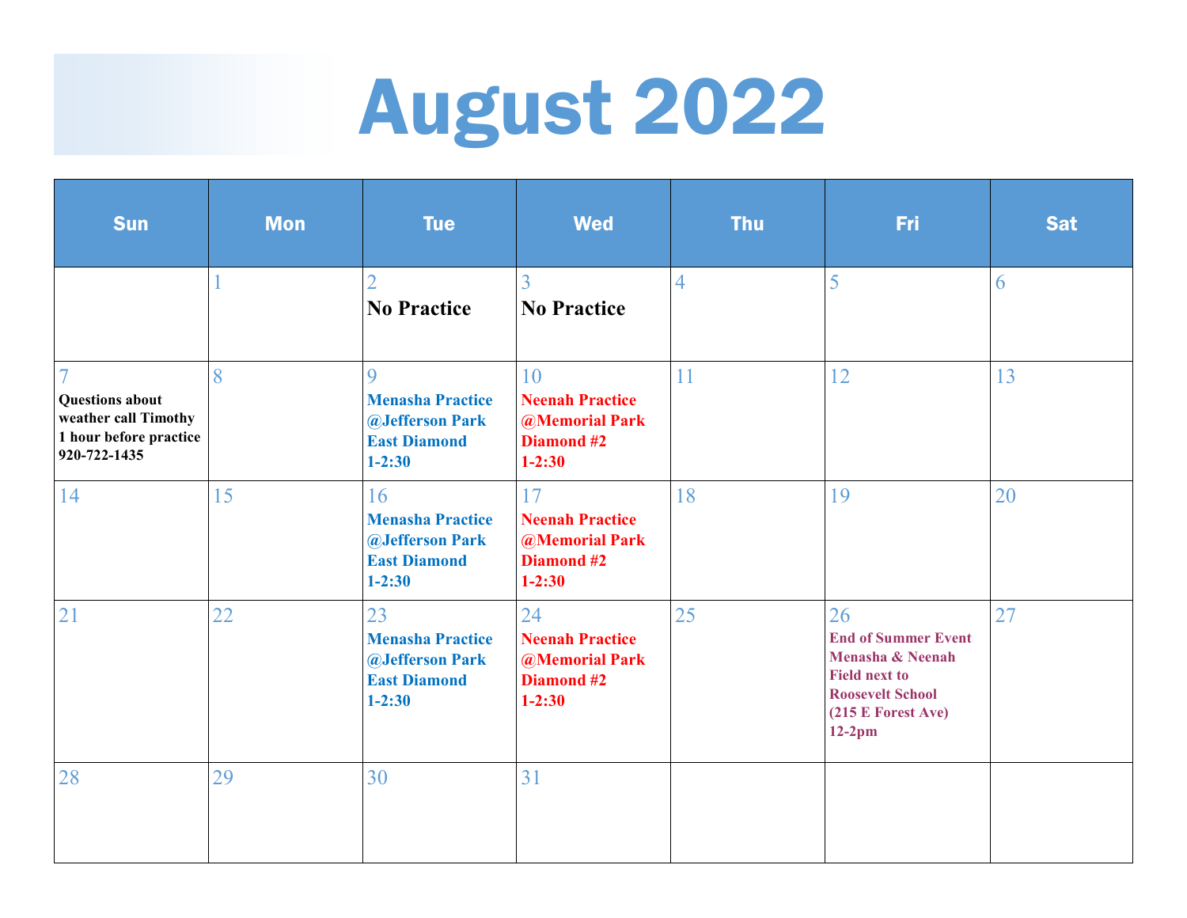# August 2022

| Sun | Mon | Tue | Wed | Thu | Fri | Sat |
|---|---|---|---|---|---|---|
| | 1 | 2 **No Practice** | 3 **No Practice** | 4 | 5 | 6 |
| 7 **Questions about weather call Timothy 1 hour before practice 920-722-1435** | 8 | 9 **Menasha Practice @Jefferson Park East Diamond 1-2:30** | 10 **Neenah Practice @Memorial Park Diamond #2 1-2:30** | 11 | 12 | 13 |
| 14 | 15 | 16 **Menasha Practice @Jefferson Park East Diamond 1-2:30** | 17 **Neenah Practice @Memorial Park Diamond #2 1-2:30** | 18 | 19 | 20 |
| 21 | 22 | 23 **Menasha Practice @Jefferson Park East Diamond 1-2:30** | 24 **Neenah Practice @Memorial Park Diamond #2 1-2:30** | 25 | 26 **End of Summer Event Menasha & Neenah Field next to Roosevelt School (215 E Forest Ave) 12-2pm** | 27 |
| 28 | 29 | 30 | 31 | | | |